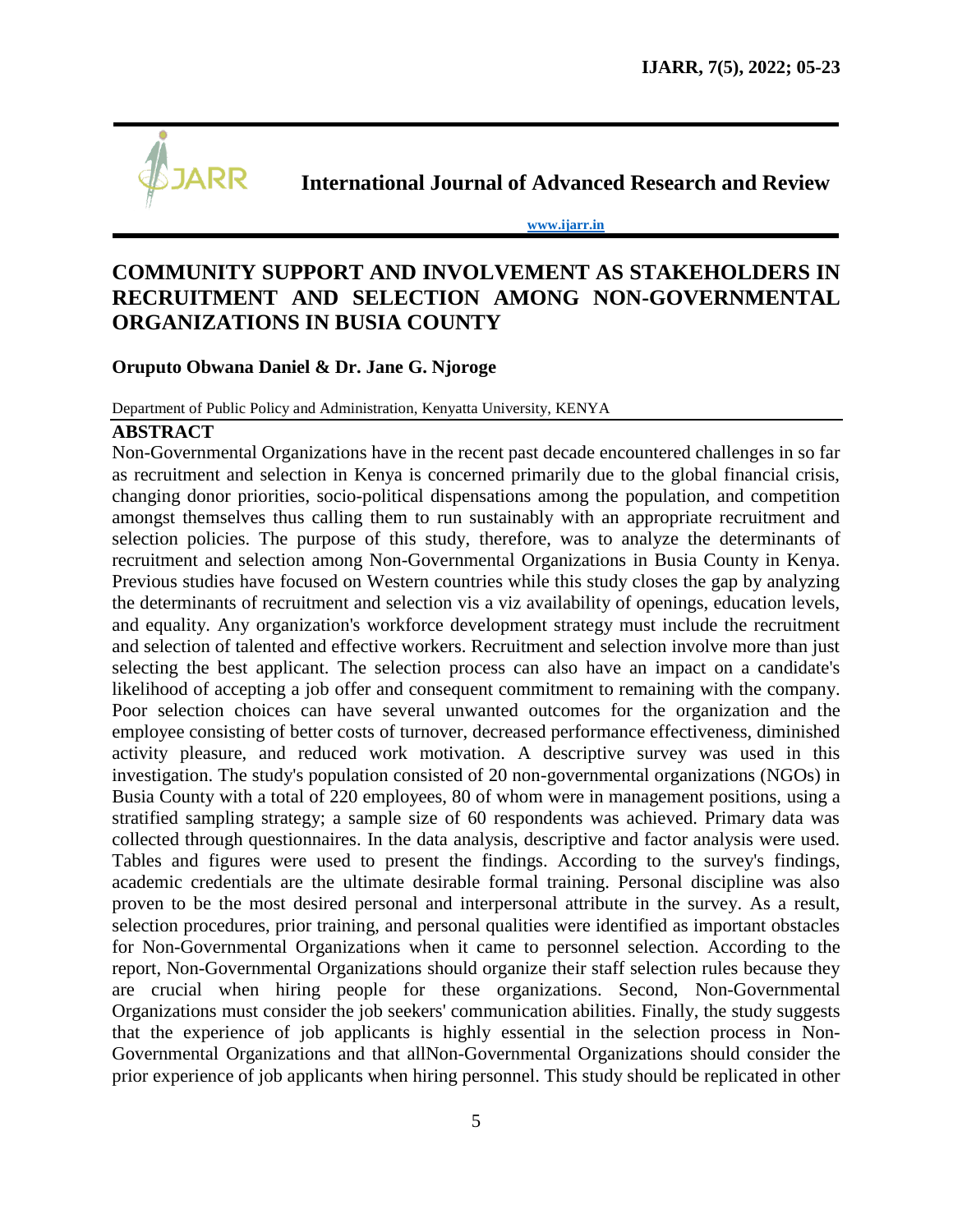# International Journal of Advanced Research and Review

www.ijarr.in

## COMMUNITY SUPPORT AND INVOLVEMENT AS STAKEHOLDERS IN RECRUITMENT AND SELECTION AMONG NON-GOVERNMENTAL ORGANIZATIONS IN BUSIA COUNTY

**Oruputo Obwana Daniel & Dr. Jane G. Njoroge**

Department of Public Policy and Administration, Kenyatta University, KENYA

### ABSTRACT

Non-Governmental Organizations have in the recent past decade encountered challenges in so far as recruitment and selection in Kenya is concerned primarily due to the global financial crisis, changing donor priorities, socio-political dispensations among the population, and competition amongst themselves thus calling them to run sustainably with an appropriate recruitment and selection policies. The purpose of this study, therefore, was to analyze the determinants of recruitment and selection among Non-Governmental Organizations in Busia County in Kenya. Previous studies have focused on Western countries while this study closes the gap by analyzing the determinants of recruitment and selection vis a viz availability of openings, education levels, and equality. Any organization's workforce development strategy must include the recruitment and selection of talented and effective workers. Recruitment and selection involve more than just selecting the best applicant. The selection process can also have an impact on a candidate's likelihood of accepting a job offer and consequent commitment to remaining with the company. Poor selection choices can have several unwanted outcomes for the organization and the employee consisting of better costs of turnover, decreased performance effectiveness, diminished activity pleasure, and reduced work motivation. A descriptive survey was used in this investigation. The study's population consisted of 20 non-governmental organizations (NGOs) in Busia County with a total of 220 employees, 80 of whom were in management positions, using a stratified sampling strategy; a sample size of 60 respondents was achieved. Primary data was collected through questionnaires. In the data analysis, descriptive and factor analysis were used. Tables and figures were used to present the findings. According to the survey's findings, academic credentials are the ultimate desirable formal training. Personal discipline was also proven to be the most desired personal and interpersonal attribute in the survey. As a result, selection procedures, prior training, and personal qualities were identified as important obstacles for Non-Governmental Organizations when it came to personnel selection. According to the report, Non-Governmental Organizations should organize their staff selection rules because they are crucial when hiring people for these organizations. Second, Non-Governmental Organizations must consider the job seekers' communication abilities. Finally, the study suggests that the experience of job applicants is highly essential in the selection process in Non-Governmental Organizations and that allNon-Governmental Organizations should consider the prior experience of job applicants when hiring personnel. This study should be replicated in other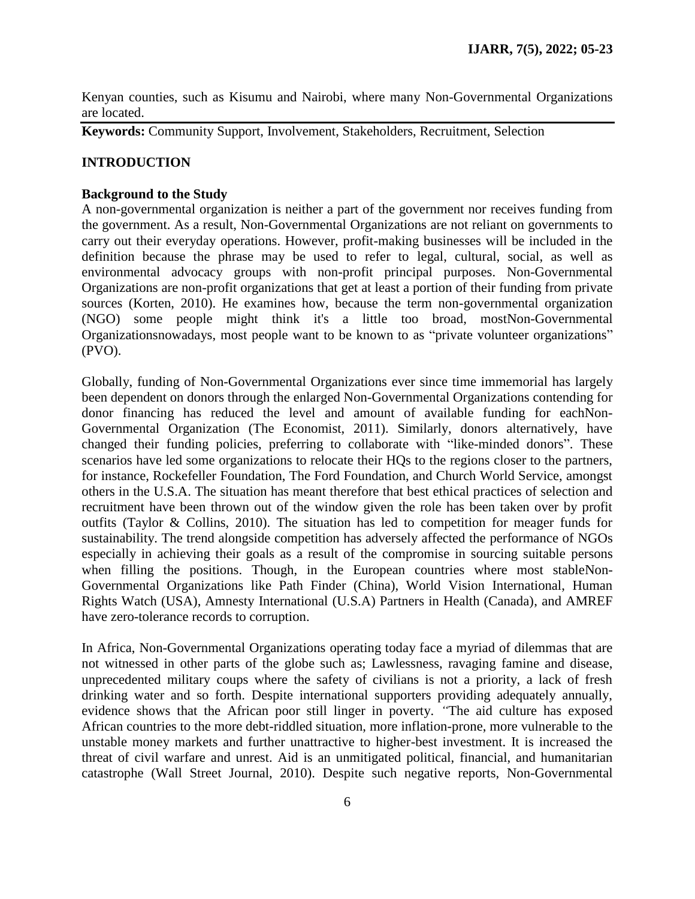Kenyan counties, such as Kisumu and Nairobi, where many Non-Governmental Organizations are located.

**Keywords:** Community Support, Involvement, Stakeholders, Recruitment, Selection

## INTRODUCTION

### Background to the Study

A non-governmental organization is neither a part of the government nor receives funding from the government. As a result, Non-Governmental Organizations are not reliant on governments to carry out their everyday operations. However, profit-making businesses will be included in the definition because the phrase may be used to refer to legal, cultural, social, as well as environmental advocacy groups with non-profit principal purposes. Non-Governmental Organizations are non-profit organizations that get at least a portion of their funding from private sources (Korten, 2010). He examines how, because the term non-governmental organization (NGO) some people might think it's a little too broad, mostNon-Governmental Organizationsnowadays, most people want to be known to as "private volunteer organizations" (PVO).

Globally, funding of Non-Governmental Organizations ever since time immemorial has largely been dependent on donors through the enlarged Non-Governmental Organizations contending for donor financing has reduced the level and amount of available funding for eachNon-Governmental Organization (The Economist, 2011). Similarly, donors alternatively, have changed their funding policies, preferring to collaborate with "like-minded donors". These scenarios have led some organizations to relocate their HQs to the regions closer to the partners, for instance, Rockefeller Foundation, The Ford Foundation, and Church World Service, amongst others in the U.S.A. The situation has meant therefore that best ethical practices of selection and recruitment have been thrown out of the window given the role has been taken over by profit outfits (Taylor & Collins, 2010). The situation has led to competition for meager funds for sustainability. The trend alongside competition has adversely affected the performance of NGOs especially in achieving their goals as a result of the compromise in sourcing suitable persons when filling the positions. Though, in the European countries where most stableNon-Governmental Organizations like Path Finder (China), World Vision International, Human Rights Watch (USA), Amnesty International (U.S.A) Partners in Health (Canada), and AMREF have zero-tolerance records to corruption.

In Africa, Non-Governmental Organizations operating today face a myriad of dilemmas that are not witnessed in other parts of the globe such as; Lawlessness, ravaging famine and disease, unprecedented military coups where the safety of civilians is not a priority, a lack of fresh drinking water and so forth. Despite international supporters providing adequately annually, evidence shows that the African poor still linger in poverty. *"*The aid culture has exposed African countries to the more debt-riddled situation, more inflation-prone, more vulnerable to the unstable money markets and further unattractive to higher-best investment. It is increased the threat of civil warfare and unrest. Aid is an unmitigated political, financial, and humanitarian catastrophe (Wall Street Journal, 2010). Despite such negative reports, Non-Governmental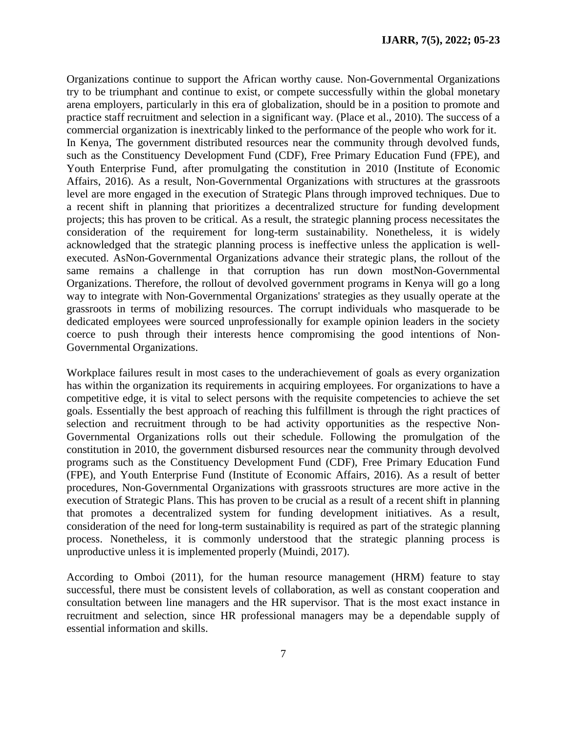Organizations continue to support the African worthy cause. Non-Governmental Organizations try to be triumphant and continue to exist, or compete successfully within the global monetary arena employers, particularly in this era of globalization, should be in a position to promote and practice staff recruitment and selection in a significant way. (Place et al., 2010). The success of a commercial organization is inextricably linked to the performance of the people who work for it. In Kenya, The government distributed resources near the community through devolved funds, such as the Constituency Development Fund (CDF), Free Primary Education Fund (FPE), and Youth Enterprise Fund, after promulgating the constitution in 2010 (Institute of Economic Affairs, 2016). As a result, Non-Governmental Organizations with structures at the grassroots level are more engaged in the execution of Strategic Plans through improved techniques. Due to a recent shift in planning that prioritizes a decentralized structure for funding development projects; this has proven to be critical. As a result, the strategic planning process necessitates the consideration of the requirement for long-term sustainability. Nonetheless, it is widely acknowledged that the strategic planning process is ineffective unless the application is well-executed. AsNon-Governmental Organizations advance their strategic plans, the rollout of the same remains a challenge in that corruption has run down mostNon-Governmental Organizations. Therefore, the rollout of devolved government programs in Kenya will go a long way to integrate with Non-Governmental Organizations' strategies as they usually operate at the grassroots in terms of mobilizing resources. The corrupt individuals who masquerade to be dedicated employees were sourced unprofessionally for example opinion leaders in the society coerce to push through their interests hence compromising the good intentions of Non-Governmental Organizations.

Workplace failures result in most cases to the underachievement of goals as every organization has within the organization its requirements in acquiring employees. For organizations to have a competitive edge, it is vital to select persons with the requisite competencies to achieve the set goals. Essentially the best approach of reaching this fulfillment is through the right practices of selection and recruitment through to be had activity opportunities as the respective Non-Governmental Organizations rolls out their schedule. Following the promulgation of the constitution in 2010, the government disbursed resources near the community through devolved programs such as the Constituency Development Fund (CDF), Free Primary Education Fund (FPE), and Youth Enterprise Fund (Institute of Economic Affairs, 2016). As a result of better procedures, Non-Governmental Organizations with grassroots structures are more active in the execution of Strategic Plans. This has proven to be crucial as a result of a recent shift in planning that promotes a decentralized system for funding development initiatives. As a result, consideration of the need for long-term sustainability is required as part of the strategic planning process. Nonetheless, it is commonly understood that the strategic planning process is unproductive unless it is implemented properly (Muindi, 2017).

According to Omboi (2011), for the human resource management (HRM) feature to stay successful, there must be consistent levels of collaboration, as well as constant cooperation and consultation between line managers and the HR supervisor. That is the most exact instance in recruitment and selection, since HR professional managers may be a dependable supply of essential information and skills.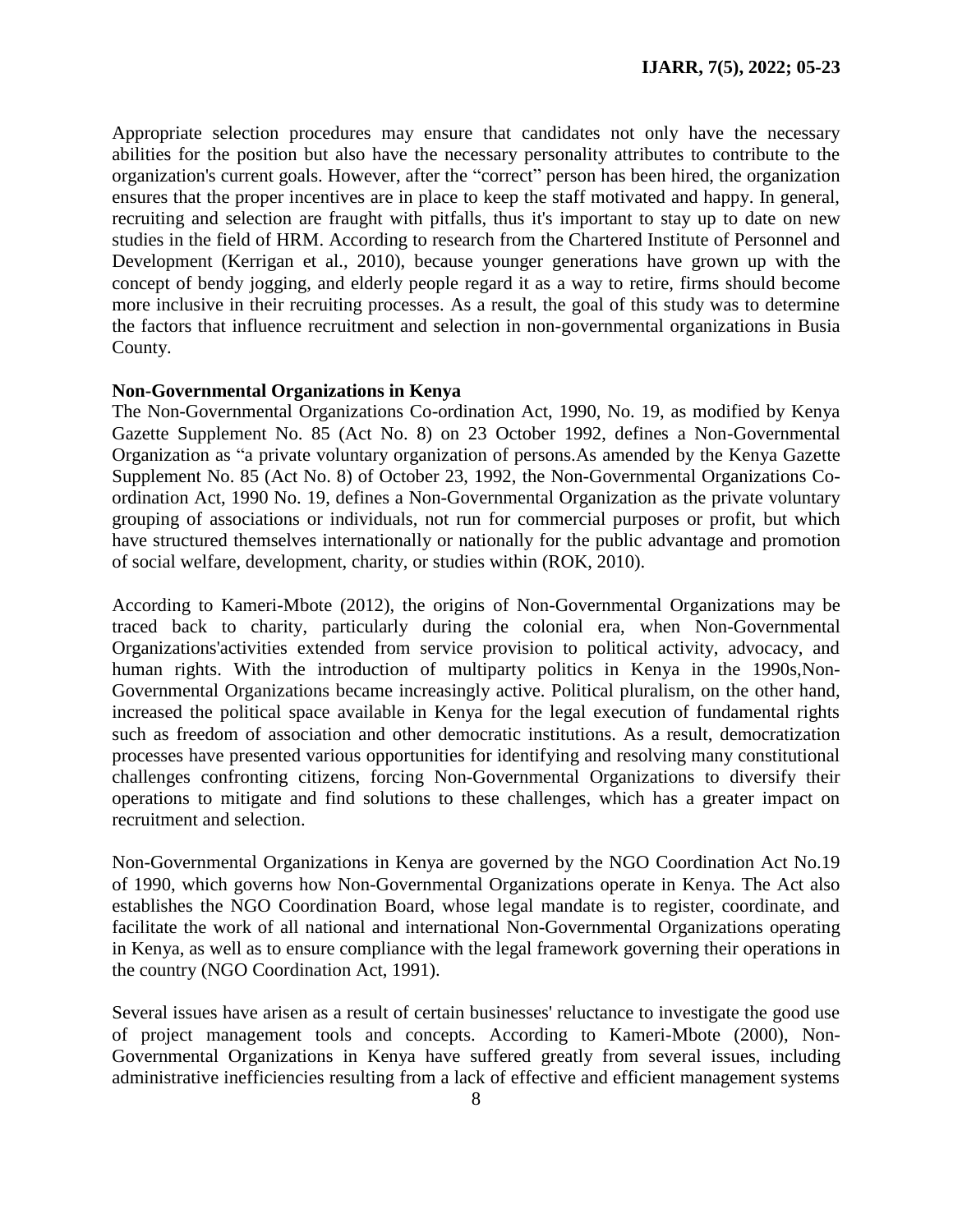Appropriate selection procedures may ensure that candidates not only have the necessary abilities for the position but also have the necessary personality attributes to contribute to the organization's current goals. However, after the "correct" person has been hired, the organization ensures that the proper incentives are in place to keep the staff motivated and happy. In general, recruiting and selection are fraught with pitfalls, thus it's important to stay up to date on new studies in the field of HRM. According to research from the Chartered Institute of Personnel and Development (Kerrigan et al., 2010), because younger generations have grown up with the concept of bendy jogging, and elderly people regard it as a way to retire, firms should become more inclusive in their recruiting processes. As a result, the goal of this study was to determine the factors that influence recruitment and selection in non-governmental organizations in Busia County.

**Non-Governmental Organizations in Kenya**

The Non-Governmental Organizations Co-ordination Act, 1990, No. 19, as modified by Kenya Gazette Supplement No. 85 (Act No. 8) on 23 October 1992, defines a Non-Governmental Organization as "a private voluntary organization of persons.As amended by the Kenya Gazette Supplement No. 85 (Act No. 8) of October 23, 1992, the Non-Governmental Organizations Co-ordination Act, 1990 No. 19, defines a Non-Governmental Organization as the private voluntary grouping of associations or individuals, not run for commercial purposes or profit, but which have structured themselves internationally or nationally for the public advantage and promotion of social welfare, development, charity, or studies within (ROK, 2010).

According to Kameri-Mbote (2012), the origins of Non-Governmental Organizations may be traced back to charity, particularly during the colonial era, when Non-Governmental Organizations'activities extended from service provision to political activity, advocacy, and human rights. With the introduction of multiparty politics in Kenya in the 1990s,Non-Governmental Organizations became increasingly active. Political pluralism, on the other hand, increased the political space available in Kenya for the legal execution of fundamental rights such as freedom of association and other democratic institutions. As a result, democratization processes have presented various opportunities for identifying and resolving many constitutional challenges confronting citizens, forcing Non-Governmental Organizations to diversify their operations to mitigate and find solutions to these challenges, which has a greater impact on recruitment and selection.

Non-Governmental Organizations in Kenya are governed by the NGO Coordination Act No.19 of 1990, which governs how Non-Governmental Organizations operate in Kenya. The Act also establishes the NGO Coordination Board, whose legal mandate is to register, coordinate, and facilitate the work of all national and international Non-Governmental Organizations operating in Kenya, as well as to ensure compliance with the legal framework governing their operations in the country (NGO Coordination Act, 1991).

Several issues have arisen as a result of certain businesses' reluctance to investigate the good use of project management tools and concepts. According to Kameri-Mbote (2000), Non-Governmental Organizations in Kenya have suffered greatly from several issues, including administrative inefficiencies resulting from a lack of effective and efficient management systems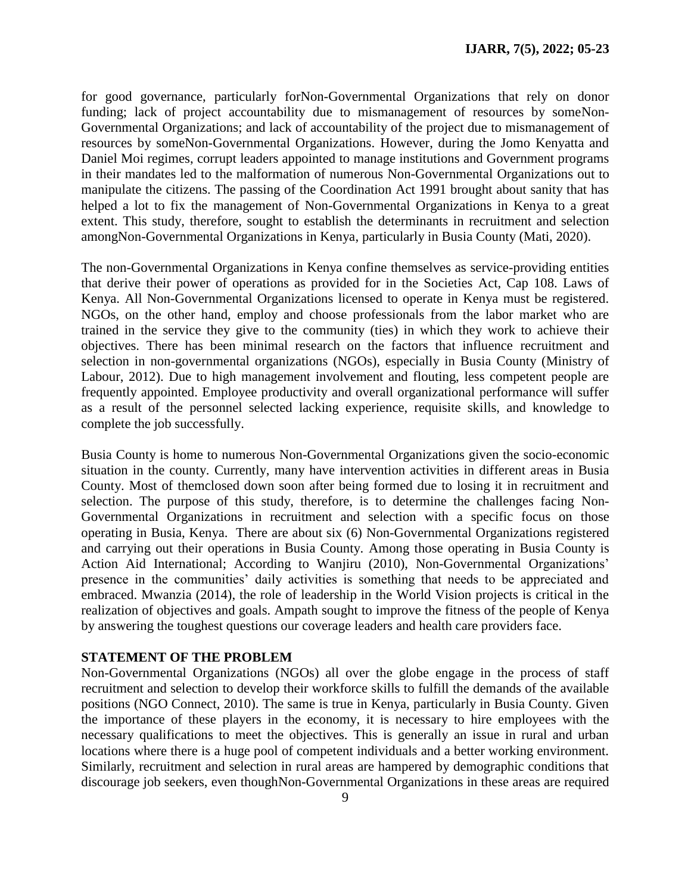for good governance, particularly forNon-Governmental Organizations that rely on donor funding; lack of project accountability due to mismanagement of resources by someNon-Governmental Organizations; and lack of accountability of the project due to mismanagement of resources by someNon-Governmental Organizations. However, during the Jomo Kenyatta and Daniel Moi regimes, corrupt leaders appointed to manage institutions and Government programs in their mandates led to the malformation of numerous Non-Governmental Organizations out to manipulate the citizens. The passing of the Coordination Act 1991 brought about sanity that has helped a lot to fix the management of Non-Governmental Organizations in Kenya to a great extent. This study, therefore, sought to establish the determinants in recruitment and selection amongNon-Governmental Organizations in Kenya, particularly in Busia County (Mati, 2020).

The non-Governmental Organizations in Kenya confine themselves as service-providing entities that derive their power of operations as provided for in the Societies Act, Cap 108. Laws of Kenya. All Non-Governmental Organizations licensed to operate in Kenya must be registered. NGOs, on the other hand, employ and choose professionals from the labor market who are trained in the service they give to the community (ties) in which they work to achieve their objectives. There has been minimal research on the factors that influence recruitment and selection in non-governmental organizations (NGOs), especially in Busia County (Ministry of Labour, 2012). Due to high management involvement and flouting, less competent people are frequently appointed. Employee productivity and overall organizational performance will suffer as a result of the personnel selected lacking experience, requisite skills, and knowledge to complete the job successfully.

Busia County is home to numerous Non-Governmental Organizations given the socio-economic situation in the county. Currently, many have intervention activities in different areas in Busia County. Most of themclosed down soon after being formed due to losing it in recruitment and selection. The purpose of this study, therefore, is to determine the challenges facing Non-Governmental Organizations in recruitment and selection with a specific focus on those operating in Busia, Kenya. There are about six (6) Non-Governmental Organizations registered and carrying out their operations in Busia County. Among those operating in Busia County is Action Aid International; According to Wanjiru (2010), Non-Governmental Organizations' presence in the communities' daily activities is something that needs to be appreciated and embraced. Mwanzia (2014), the role of leadership in the World Vision projects is critical in the realization of objectives and goals. Ampath sought to improve the fitness of the people of Kenya by answering the toughest questions our coverage leaders and health care providers face.

## STATEMENT OF THE PROBLEM

Non-Governmental Organizations (NGOs) all over the globe engage in the process of staff recruitment and selection to develop their workforce skills to fulfill the demands of the available positions (NGO Connect, 2010). The same is true in Kenya, particularly in Busia County. Given the importance of these players in the economy, it is necessary to hire employees with the necessary qualifications to meet the objectives. This is generally an issue in rural and urban locations where there is a huge pool of competent individuals and a better working environment. Similarly, recruitment and selection in rural areas are hampered by demographic conditions that discourage job seekers, even thoughNon-Governmental Organizations in these areas are required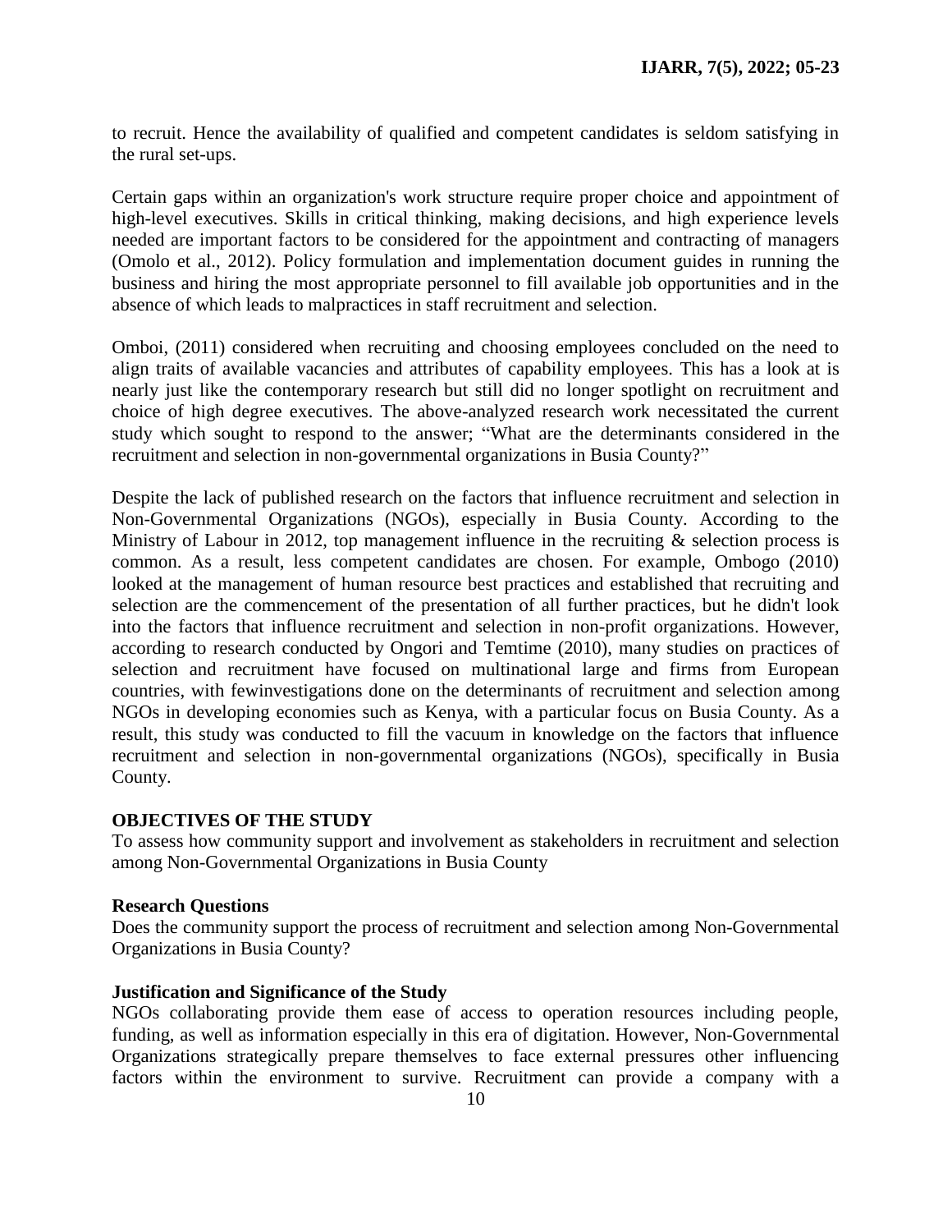to recruit. Hence the availability of qualified and competent candidates is seldom satisfying in the rural set-ups.

Certain gaps within an organization's work structure require proper choice and appointment of high-level executives. Skills in critical thinking, making decisions, and high experience levels needed are important factors to be considered for the appointment and contracting of managers (Omolo et al., 2012). Policy formulation and implementation document guides in running the business and hiring the most appropriate personnel to fill available job opportunities and in the absence of which leads to malpractices in staff recruitment and selection.

Omboi, (2011) considered when recruiting and choosing employees concluded on the need to align traits of available vacancies and attributes of capability employees. This has a look at is nearly just like the contemporary research but still did no longer spotlight on recruitment and choice of high degree executives. The above-analyzed research work necessitated the current study which sought to respond to the answer; "What are the determinants considered in the recruitment and selection in non-governmental organizations in Busia County?"

Despite the lack of published research on the factors that influence recruitment and selection in Non-Governmental Organizations (NGOs), especially in Busia County. According to the Ministry of Labour in 2012, top management influence in the recruiting & selection process is common. As a result, less competent candidates are chosen. For example, Ombogo (2010) looked at the management of human resource best practices and established that recruiting and selection are the commencement of the presentation of all further practices, but he didn't look into the factors that influence recruitment and selection in non-profit organizations. However, according to research conducted by Ongori and Temtime (2010), many studies on practices of selection and recruitment have focused on multinational large and firms from European countries, with fewinvestigations done on the determinants of recruitment and selection among NGOs in developing economies such as Kenya, with a particular focus on Busia County. As a result, this study was conducted to fill the vacuum in knowledge on the factors that influence recruitment and selection in non-governmental organizations (NGOs), specifically in Busia County.

**OBJECTIVES OF THE STUDY**

To assess how community support and involvement as stakeholders in recruitment and selection among Non-Governmental Organizations in Busia County

**Research Questions**

Does the community support the process of recruitment and selection among Non-Governmental Organizations in Busia County?

**Justification and Significance of the Study**

NGOs collaborating provide them ease of access to operation resources including people, funding, as well as information especially in this era of digitation. However, Non-Governmental Organizations strategically prepare themselves to face external pressures other influencing factors within the environment to survive. Recruitment can provide a company with a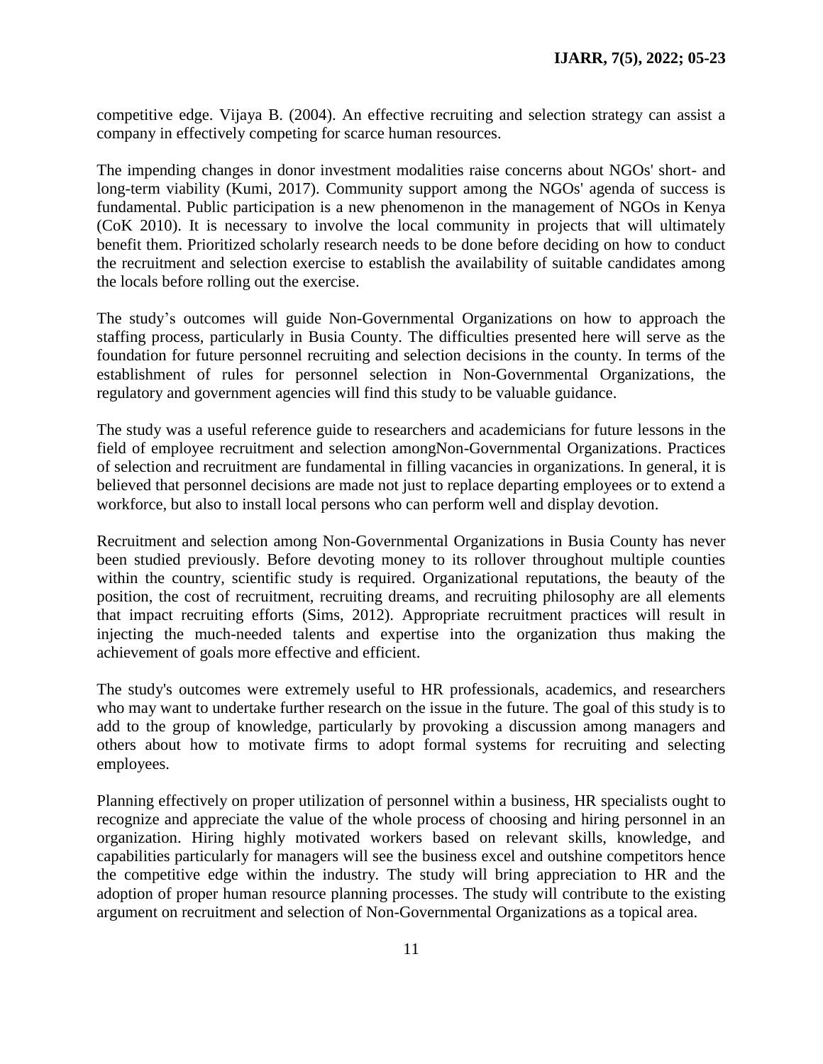competitive edge. Vijaya B. (2004). An effective recruiting and selection strategy can assist a company in effectively competing for scarce human resources.

The impending changes in donor investment modalities raise concerns about NGOs' short- and long-term viability (Kumi, 2017). Community support among the NGOs' agenda of success is fundamental. Public participation is a new phenomenon in the management of NGOs in Kenya (CoK 2010). It is necessary to involve the local community in projects that will ultimately benefit them. Prioritized scholarly research needs to be done before deciding on how to conduct the recruitment and selection exercise to establish the availability of suitable candidates among the locals before rolling out the exercise.

The study's outcomes will guide Non-Governmental Organizations on how to approach the staffing process, particularly in Busia County. The difficulties presented here will serve as the foundation for future personnel recruiting and selection decisions in the county. In terms of the establishment of rules for personnel selection in Non-Governmental Organizations, the regulatory and government agencies will find this study to be valuable guidance.

The study was a useful reference guide to researchers and academicians for future lessons in the field of employee recruitment and selection amongNon-Governmental Organizations. Practices of selection and recruitment are fundamental in filling vacancies in organizations. In general, it is believed that personnel decisions are made not just to replace departing employees or to extend a workforce, but also to install local persons who can perform well and display devotion.

Recruitment and selection among Non-Governmental Organizations in Busia County has never been studied previously. Before devoting money to its rollover throughout multiple counties within the country, scientific study is required. Organizational reputations, the beauty of the position, the cost of recruitment, recruiting dreams, and recruiting philosophy are all elements that impact recruiting efforts (Sims, 2012). Appropriate recruitment practices will result in injecting the much-needed talents and expertise into the organization thus making the achievement of goals more effective and efficient.

The study's outcomes were extremely useful to HR professionals, academics, and researchers who may want to undertake further research on the issue in the future. The goal of this study is to add to the group of knowledge, particularly by provoking a discussion among managers and others about how to motivate firms to adopt formal systems for recruiting and selecting employees.

Planning effectively on proper utilization of personnel within a business, HR specialists ought to recognize and appreciate the value of the whole process of choosing and hiring personnel in an organization. Hiring highly motivated workers based on relevant skills, knowledge, and capabilities particularly for managers will see the business excel and outshine competitors hence the competitive edge within the industry. The study will bring appreciation to HR and the adoption of proper human resource planning processes. The study will contribute to the existing argument on recruitment and selection of Non-Governmental Organizations as a topical area.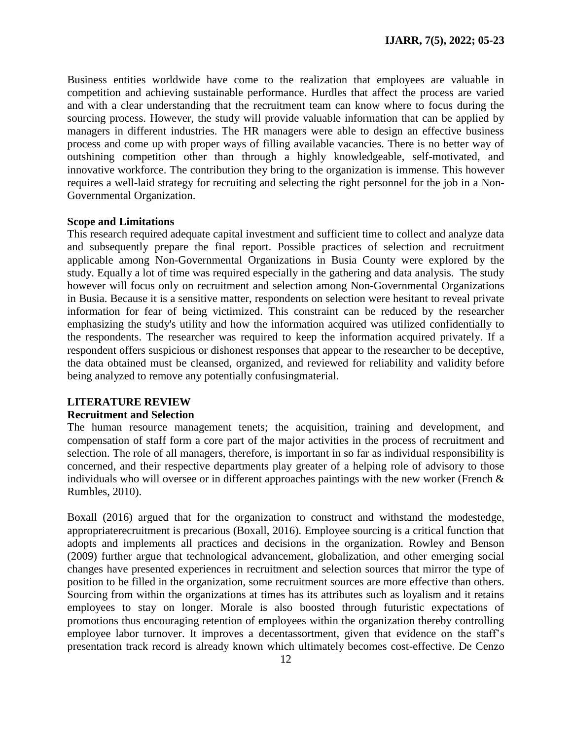Business entities worldwide have come to the realization that employees are valuable in competition and achieving sustainable performance. Hurdles that affect the process are varied and with a clear understanding that the recruitment team can know where to focus during the sourcing process. However, the study will provide valuable information that can be applied by managers in different industries. The HR managers were able to design an effective business process and come up with proper ways of filling available vacancies. There is no better way of outshining competition other than through a highly knowledgeable, self-motivated, and innovative workforce. The contribution they bring to the organization is immense. This however requires a well-laid strategy for recruiting and selecting the right personnel for the job in a Non-Governmental Organization.

**Scope and Limitations**

This research required adequate capital investment and sufficient time to collect and analyze data and subsequently prepare the final report. Possible practices of selection and recruitment applicable among Non-Governmental Organizations in Busia County were explored by the study. Equally a lot of time was required especially in the gathering and data analysis. The study however will focus only on recruitment and selection among Non-Governmental Organizations in Busia. Because it is a sensitive matter, respondents on selection were hesitant to reveal private information for fear of being victimized. This constraint can be reduced by the researcher emphasizing the study's utility and how the information acquired was utilized confidentially to the respondents. The researcher was required to keep the information acquired privately. If a respondent offers suspicious or dishonest responses that appear to the researcher to be deceptive, the data obtained must be cleansed, organized, and reviewed for reliability and validity before being analyzed to remove any potentially confusingmaterial.

## LITERATURE REVIEW

### Recruitment and Selection

The human resource management tenets; the acquisition, training and development, and compensation of staff form a core part of the major activities in the process of recruitment and selection. The role of all managers, therefore, is important in so far as individual responsibility is concerned, and their respective departments play greater of a helping role of advisory to those individuals who will oversee or in different approaches paintings with the new worker (French & Rumbles, 2010).

Boxall (2016) argued that for the organization to construct and withstand the modestedge, appropriaterecruitment is precarious (Boxall, 2016). Employee sourcing is a critical function that adopts and implements all practices and decisions in the organization. Rowley and Benson (2009) further argue that technological advancement, globalization, and other emerging social changes have presented experiences in recruitment and selection sources that mirror the type of position to be filled in the organization, some recruitment sources are more effective than others. Sourcing from within the organizations at times has its attributes such as loyalism and it retains employees to stay on longer. Morale is also boosted through futuristic expectations of promotions thus encouraging retention of employees within the organization thereby controlling employee labor turnover. It improves a decentassortment, given that evidence on the staff's presentation track record is already known which ultimately becomes cost-effective. De Cenzo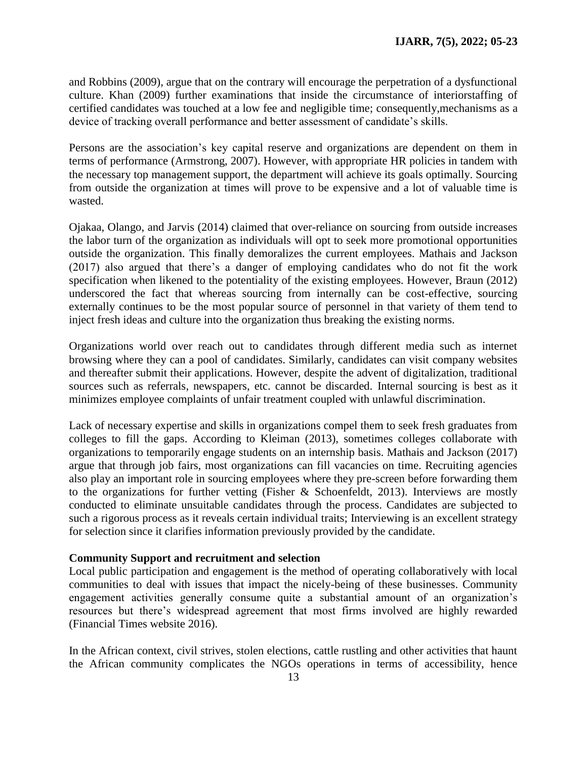and Robbins (2009), argue that on the contrary will encourage the perpetration of a dysfunctional culture. Khan (2009) further examinations that inside the circumstance of interiorstaffing of certified candidates was touched at a low fee and negligible time; consequently,mechanisms as a device of tracking overall performance and better assessment of candidate's skills.

Persons are the association's key capital reserve and organizations are dependent on them in terms of performance (Armstrong, 2007). However, with appropriate HR policies in tandem with the necessary top management support, the department will achieve its goals optimally. Sourcing from outside the organization at times will prove to be expensive and a lot of valuable time is wasted.

Ojakaa, Olango, and Jarvis (2014) claimed that over-reliance on sourcing from outside increases the labor turn of the organization as individuals will opt to seek more promotional opportunities outside the organization. This finally demoralizes the current employees. Mathais and Jackson (2017) also argued that there's a danger of employing candidates who do not fit the work specification when likened to the potentiality of the existing employees. However, Braun (2012) underscored the fact that whereas sourcing from internally can be cost-effective, sourcing externally continues to be the most popular source of personnel in that variety of them tend to inject fresh ideas and culture into the organization thus breaking the existing norms.

Organizations world over reach out to candidates through different media such as internet browsing where they can a pool of candidates. Similarly, candidates can visit company websites and thereafter submit their applications. However, despite the advent of digitalization, traditional sources such as referrals, newspapers, etc. cannot be discarded. Internal sourcing is best as it minimizes employee complaints of unfair treatment coupled with unlawful discrimination.

Lack of necessary expertise and skills in organizations compel them to seek fresh graduates from colleges to fill the gaps. According to Kleiman (2013), sometimes colleges collaborate with organizations to temporarily engage students on an internship basis. Mathais and Jackson (2017) argue that through job fairs, most organizations can fill vacancies on time. Recruiting agencies also play an important role in sourcing employees where they pre-screen before forwarding them to the organizations for further vetting (Fisher & Schoenfeldt, 2013). Interviews are mostly conducted to eliminate unsuitable candidates through the process. Candidates are subjected to such a rigorous process as it reveals certain individual traits; Interviewing is an excellent strategy for selection since it clarifies information previously provided by the candidate.

**Community Support and recruitment and selection**

Local public participation and engagement is the method of operating collaboratively with local communities to deal with issues that impact the nicely-being of these businesses. Community engagement activities generally consume quite a substantial amount of an organization's resources but there's widespread agreement that most firms involved are highly rewarded (Financial Times website 2016).

In the African context, civil strives, stolen elections, cattle rustling and other activities that haunt the African community complicates the NGOs operations in terms of accessibility, hence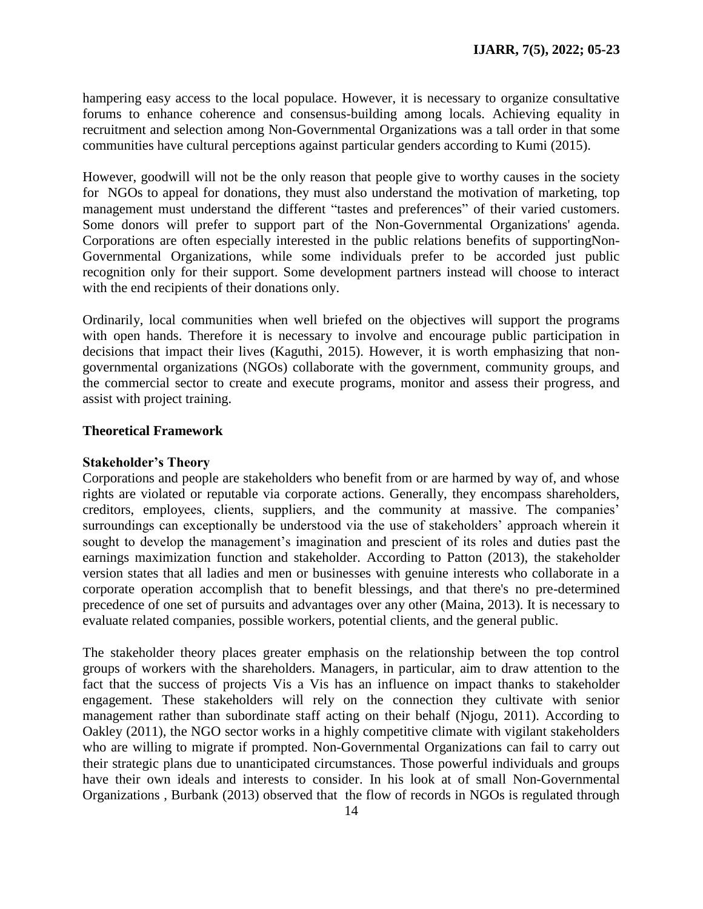hampering easy access to the local populace. However, it is necessary to organize consultative forums to enhance coherence and consensus-building among locals. Achieving equality in recruitment and selection among Non-Governmental Organizations was a tall order in that some communities have cultural perceptions against particular genders according to Kumi (2015).

However, goodwill will not be the only reason that people give to worthy causes in the society for NGOs to appeal for donations, they must also understand the motivation of marketing, top management must understand the different "tastes and preferences" of their varied customers. Some donors will prefer to support part of the Non-Governmental Organizations' agenda. Corporations are often especially interested in the public relations benefits of supportingNon-Governmental Organizations, while some individuals prefer to be accorded just public recognition only for their support. Some development partners instead will choose to interact with the end recipients of their donations only.

Ordinarily, local communities when well briefed on the objectives will support the programs with open hands. Therefore it is necessary to involve and encourage public participation in decisions that impact their lives (Kaguthi, 2015). However, it is worth emphasizing that non-governmental organizations (NGOs) collaborate with the government, community groups, and the commercial sector to create and execute programs, monitor and assess their progress, and assist with project training.

## Theoretical Framework

### Stakeholder's Theory

Corporations and people are stakeholders who benefit from or are harmed by way of, and whose rights are violated or reputable via corporate actions. Generally, they encompass shareholders, creditors, employees, clients, suppliers, and the community at massive. The companies' surroundings can exceptionally be understood via the use of stakeholders' approach wherein it sought to develop the management's imagination and prescient of its roles and duties past the earnings maximization function and stakeholder. According to Patton (2013), the stakeholder version states that all ladies and men or businesses with genuine interests who collaborate in a corporate operation accomplish that to benefit blessings, and that there's no pre-determined precedence of one set of pursuits and advantages over any other (Maina, 2013). It is necessary to evaluate related companies, possible workers, potential clients, and the general public.

The stakeholder theory places greater emphasis on the relationship between the top control groups of workers with the shareholders. Managers, in particular, aim to draw attention to the fact that the success of projects Vis a Vis has an influence on impact thanks to stakeholder engagement. These stakeholders will rely on the connection they cultivate with senior management rather than subordinate staff acting on their behalf (Njogu, 2011). According to Oakley (2011), the NGO sector works in a highly competitive climate with vigilant stakeholders who are willing to migrate if prompted. Non-Governmental Organizations can fail to carry out their strategic plans due to unanticipated circumstances. Those powerful individuals and groups have their own ideals and interests to consider. In his look at of small Non-Governmental Organizations , Burbank (2013) observed that the flow of records in NGOs is regulated through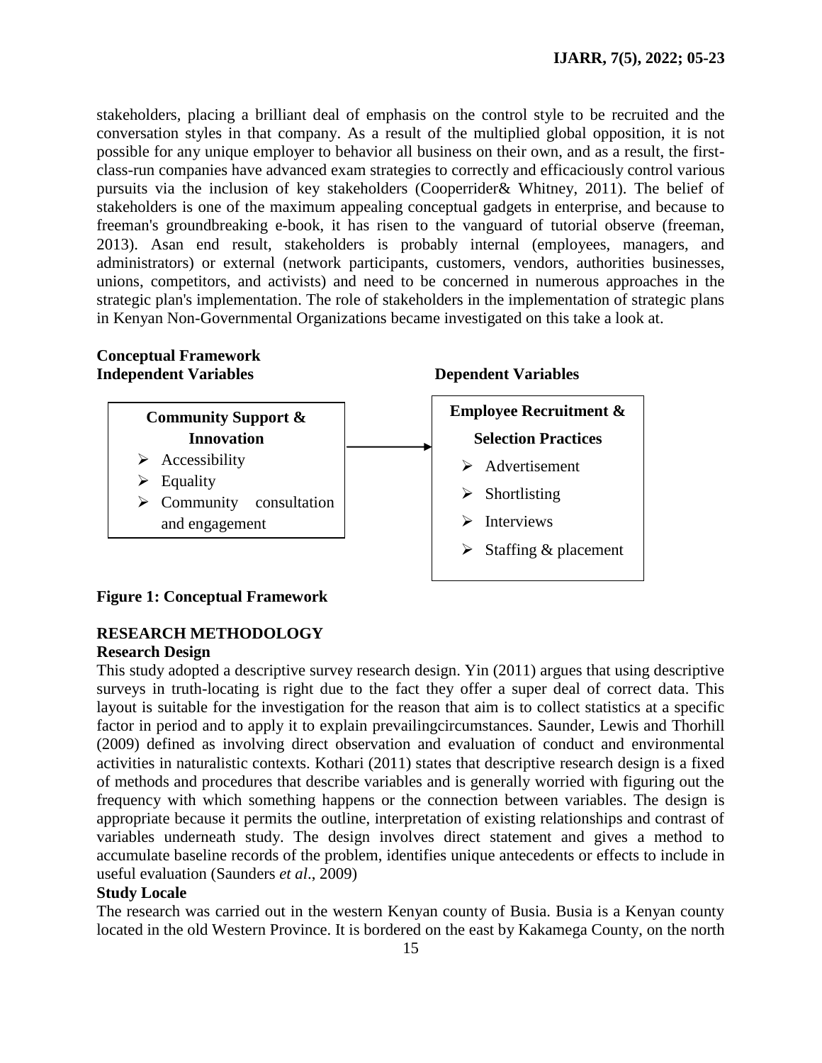stakeholders, placing a brilliant deal of emphasis on the control style to be recruited and the conversation styles in that company. As a result of the multiplied global opposition, it is not possible for any unique employer to behavior all business on their own, and as a result, the first-class-run companies have advanced exam strategies to correctly and efficaciously control various pursuits via the inclusion of key stakeholders (Cooperrider& Whitney, 2011). The belief of stakeholders is one of the maximum appealing conceptual gadgets in enterprise, and because to freeman's groundbreaking e-book, it has risen to the vanguard of tutorial observe (freeman, 2013). Asan end result, stakeholders is probably internal (employees, managers, and administrators) or external (network participants, customers, vendors, authorities businesses, unions, competitors, and activists) and need to be concerned in numerous approaches in the strategic plan's implementation. The role of stakeholders in the implementation of strategic plans in Kenyan Non-Governmental Organizations became investigated on this take a look at.

**Conceptual Framework**

**Independent Variables** → **Dependent Variables**

**Community Support & Innovation**
- Accessibility
- Equality
- Community consultation and engagement

**Employee Recruitment & Selection Practices**
- Advertisement
- Shortlisting
- Interviews
- Staffing & placement

**Figure 1: Conceptual Framework**

## RESEARCH METHODOLOGY

### Research Design

This study adopted a descriptive survey research design. Yin (2011) argues that using descriptive surveys in truth-locating is right due to the fact they offer a super deal of correct data. This layout is suitable for the investigation for the reason that aim is to collect statistics at a specific factor in period and to apply it to explain prevailingcircumstances. Saunder, Lewis and Thorhill (2009) defined as involving direct observation and evaluation of conduct and environmental activities in naturalistic contexts. Kothari (2011) states that descriptive research design is a fixed of methods and procedures that describe variables and is generally worried with figuring out the frequency with which something happens or the connection between variables. The design is appropriate because it permits the outline, interpretation of existing relationships and contrast of variables underneath study. The design involves direct statement and gives a method to accumulate baseline records of the problem, identifies unique antecedents or effects to include in useful evaluation (Saunders *et al*., 2009)

### Study Locale

The research was carried out in the western Kenyan county of Busia. Busia is a Kenyan county located in the old Western Province. It is bordered on the east by Kakamega County, on the north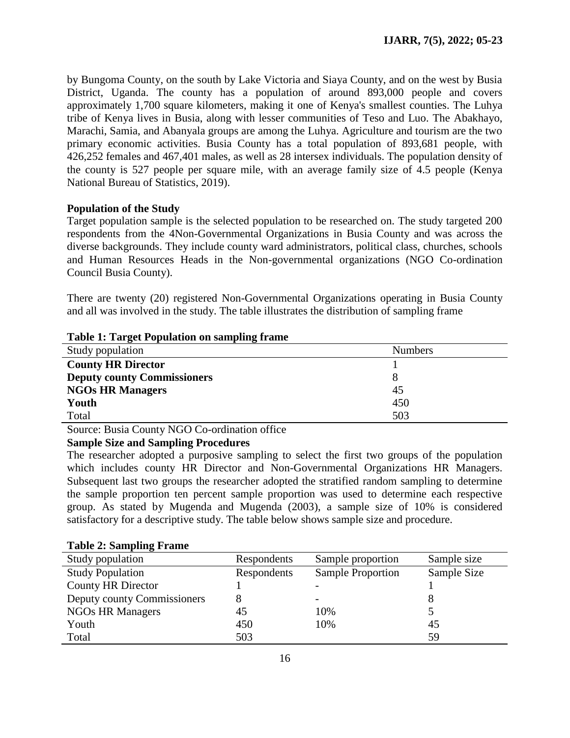by Bungoma County, on the south by Lake Victoria and Siaya County, and on the west by Busia District, Uganda. The county has a population of around 893,000 people and covers approximately 1,700 square kilometers, making it one of Kenya's smallest counties. The Luhya tribe of Kenya lives in Busia, along with lesser communities of Teso and Luo. The Abakhayo, Marachi, Samia, and Abanyala groups are among the Luhya. Agriculture and tourism are the two primary economic activities. Busia County has a total population of 893,681 people, with 426,252 females and 467,401 males, as well as 28 intersex individuals. The population density of the county is 527 people per square mile, with an average family size of 4.5 people (Kenya National Bureau of Statistics, 2019).

**Population of the Study**

Target population sample is the selected population to be researched on. The study targeted 200 respondents from the 4Non-Governmental Organizations in Busia County and was across the diverse backgrounds. They include county ward administrators, political class, churches, schools and Human Resources Heads in the Non-governmental organizations (NGO Co-ordination Council Busia County).

There are twenty (20) registered Non-Governmental Organizations operating in Busia County and all was involved in the study. The table illustrates the distribution of sampling frame

**Table 1: Target Population on sampling frame**

| Study population | Numbers |
|---|---|
| **County HR Director** | 1 |
| **Deputy county Commissioners** | 8 |
| **NGOs HR Managers** | 45 |
| **Youth** | 450 |
| Total | 503 |

Source: Busia County NGO Co-ordination office

**Sample Size and Sampling Procedures**

The researcher adopted a purposive sampling to select the first two groups of the population which includes county HR Director and Non-Governmental Organizations HR Managers. Subsequent last two groups the researcher adopted the stratified random sampling to determine the sample proportion ten percent sample proportion was used to determine each respective group. As stated by Mugenda and Mugenda (2003), a sample size of 10% is considered satisfactory for a descriptive study. The table below shows sample size and procedure.

**Table 2: Sampling Frame**

| Study population | Respondents | Sample proportion | Sample size |
|---|---|---|---|
| Study Population | Respondents | Sample Proportion | Sample Size |
| County HR Director | 1 | - | 1 |
| Deputy county Commissioners | 8 | - | 8 |
| NGOs HR Managers | 45 | 10% | 5 |
| Youth | 450 | 10% | 45 |
| Total | 503 | | 59 |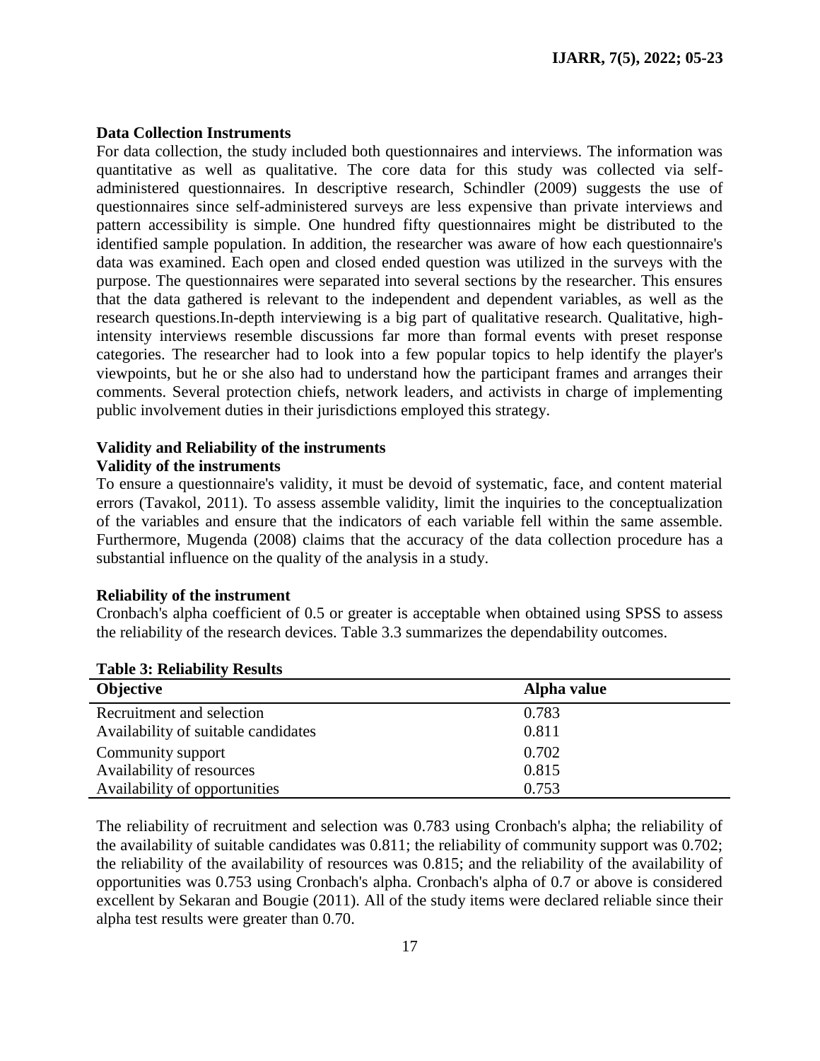### Data Collection Instruments

For data collection, the study included both questionnaires and interviews. The information was quantitative as well as qualitative. The core data for this study was collected via self-administered questionnaires. In descriptive research, Schindler (2009) suggests the use of questionnaires since self-administered surveys are less expensive than private interviews and pattern accessibility is simple. One hundred fifty questionnaires might be distributed to the identified sample population. In addition, the researcher was aware of how each questionnaire's data was examined. Each open and closed ended question was utilized in the surveys with the purpose. The questionnaires were separated into several sections by the researcher. This ensures that the data gathered is relevant to the independent and dependent variables, as well as the research questions.In-depth interviewing is a big part of qualitative research. Qualitative, high-intensity interviews resemble discussions far more than formal events with preset response categories. The researcher had to look into a few popular topics to help identify the player's viewpoints, but he or she also had to understand how the participant frames and arranges their comments. Several protection chiefs, network leaders, and activists in charge of implementing public involvement duties in their jurisdictions employed this strategy.

### Validity and Reliability of the instruments

#### Validity of the instruments

To ensure a questionnaire's validity, it must be devoid of systematic, face, and content material errors (Tavakol, 2011). To assess assemble validity, limit the inquiries to the conceptualization of the variables and ensure that the indicators of each variable fell within the same assemble. Furthermore, Mugenda (2008) claims that the accuracy of the data collection procedure has a substantial influence on the quality of the analysis in a study.

#### Reliability of the instrument

Cronbach's alpha coefficient of 0.5 or greater is acceptable when obtained using SPSS to assess the reliability of the research devices. Table 3.3 summarizes the dependability outcomes.

**Table 3: Reliability Results**

| Objective | Alpha value |
|---|---|
| Recruitment and selection | 0.783 |
| Availability of suitable candidates | 0.811 |
| Community support | 0.702 |
| Availability of resources | 0.815 |
| Availability of opportunities | 0.753 |

The reliability of recruitment and selection was 0.783 using Cronbach's alpha; the reliability of the availability of suitable candidates was 0.811; the reliability of community support was 0.702; the reliability of the availability of resources was 0.815; and the reliability of the availability of opportunities was 0.753 using Cronbach's alpha. Cronbach's alpha of 0.7 or above is considered excellent by Sekaran and Bougie (2011). All of the study items were declared reliable since their alpha test results were greater than 0.70.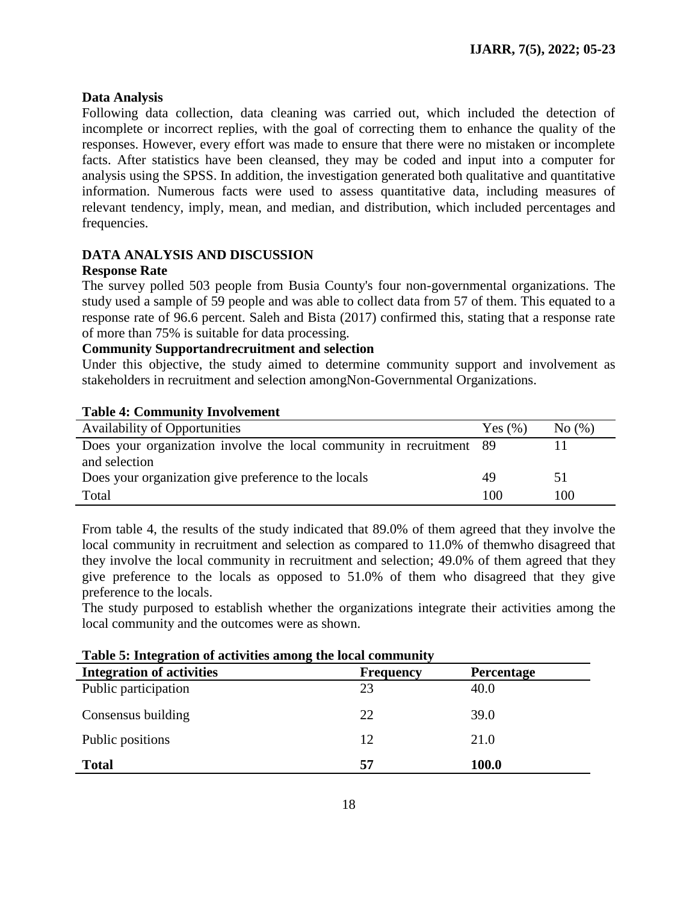### Data Analysis

Following data collection, data cleaning was carried out, which included the detection of incomplete or incorrect replies, with the goal of correcting them to enhance the quality of the responses. However, every effort was made to ensure that there were no mistaken or incomplete facts. After statistics have been cleansed, they may be coded and input into a computer for analysis using the SPSS. In addition, the investigation generated both qualitative and quantitative information. Numerous facts were used to assess quantitative data, including measures of relevant tendency, imply, mean, and median, and distribution, which included percentages and frequencies.

## DATA ANALYSIS AND DISCUSSION

### Response Rate

The survey polled 503 people from Busia County's four non-governmental organizations. The study used a sample of 59 people and was able to collect data from 57 of them. This equated to a response rate of 96.6 percent. Saleh and Bista (2017) confirmed this, stating that a response rate of more than 75% is suitable for data processing.

### Community Supportandrecruitment and selection

Under this objective, the study aimed to determine community support and involvement as stakeholders in recruitment and selection amongNon-Governmental Organizations.

**Table 4: Community Involvement**

| Availability of Opportunities | Yes (%) | No (%) |
|---|---|---|
| Does your organization involve the local community in recruitment and selection | 89 | 11 |
| Does your organization give preference to the locals | 49 | 51 |
| Total | 100 | 100 |

From table 4, the results of the study indicated that 89.0% of them agreed that they involve the local community in recruitment and selection as compared to 11.0% of themwho disagreed that they involve the local community in recruitment and selection; 49.0% of them agreed that they give preference to the locals as opposed to 51.0% of them who disagreed that they give preference to the locals.

The study purposed to establish whether the organizations integrate their activities among the local community and the outcomes were as shown.

**Table 5: Integration of activities among the local community**

| Integration of activities | Frequency | Percentage |
|---|---|---|
| Public participation | 23 | 40.0 |
| Consensus building | 22 | 39.0 |
| Public positions | 12 | 21.0 |
| **Total** | **57** | **100.0** |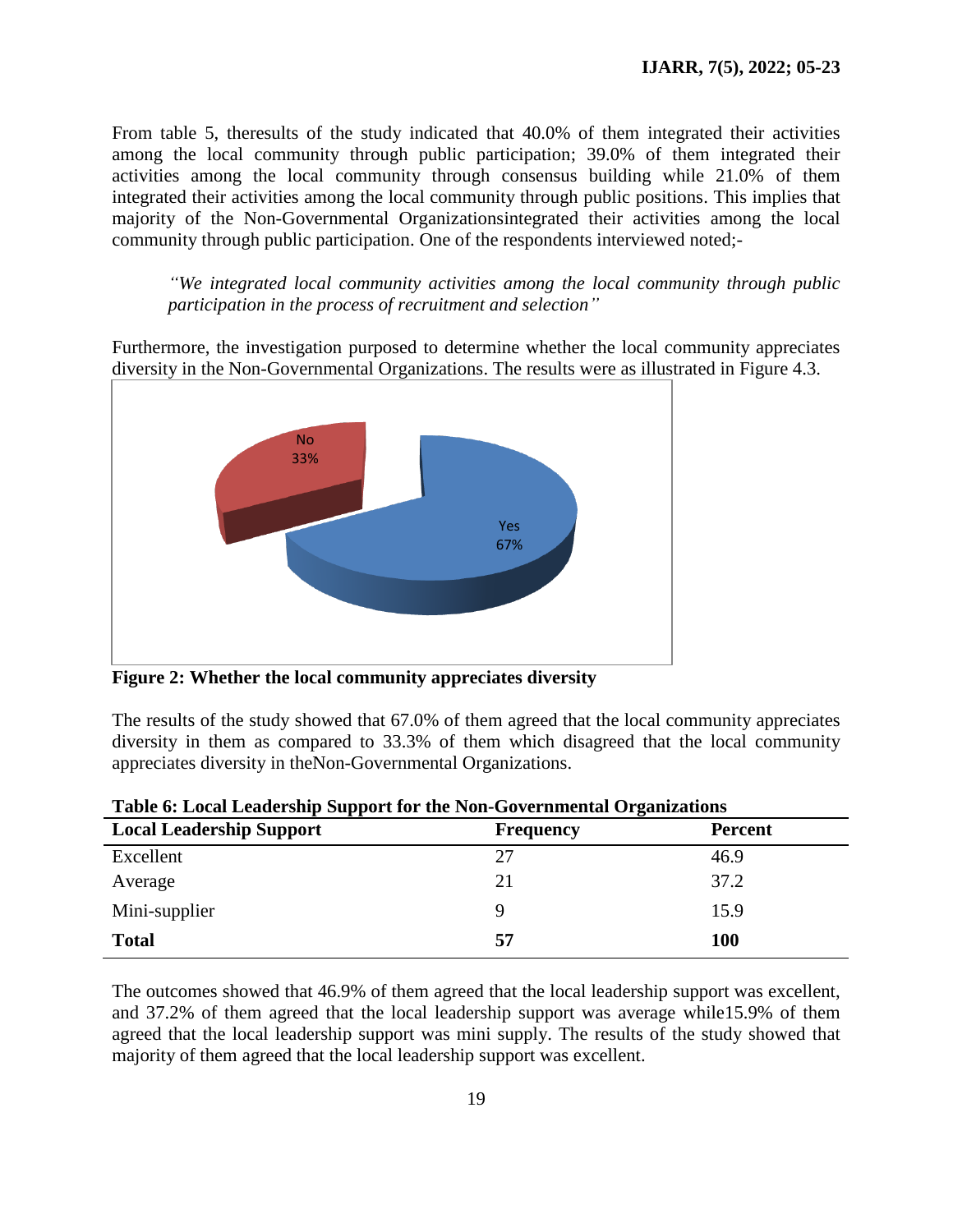From table 5, theresults of the study indicated that 40.0% of them integrated their activities among the local community through public participation; 39.0% of them integrated their activities among the local community through consensus building while 21.0% of them integrated their activities among the local community through public positions. This implies that majority of the Non-Governmental Organizationsintegrated their activities among the local community through public participation. One of the respondents interviewed noted;-

> *"We integrated local community activities among the local community through public participation in the process of recruitment and selection"*

Furthermore, the investigation purposed to determine whether the local community appreciates diversity in the Non-Governmental Organizations. The results were as illustrated in Figure 4.3.

**Figure 2: Whether the local community appreciates diversity**

The results of the study showed that 67.0% of them agreed that the local community appreciates diversity in them as compared to 33.3% of them which disagreed that the local community appreciates diversity in theNon-Governmental Organizations.

**Table 6: Local Leadership Support for the Non-Governmental Organizations**

| Local Leadership Support | Frequency | Percent |
|---|---|---|
| Excellent | 27 | 46.9 |
| Average | 21 | 37.2 |
| Mini-supplier | 9 | 15.9 |
| **Total** | **57** | **100** |

The outcomes showed that 46.9% of them agreed that the local leadership support was excellent, and 37.2% of them agreed that the local leadership support was average while15.9% of them agreed that the local leadership support was mini supply. The results of the study showed that majority of them agreed that the local leadership support was excellent.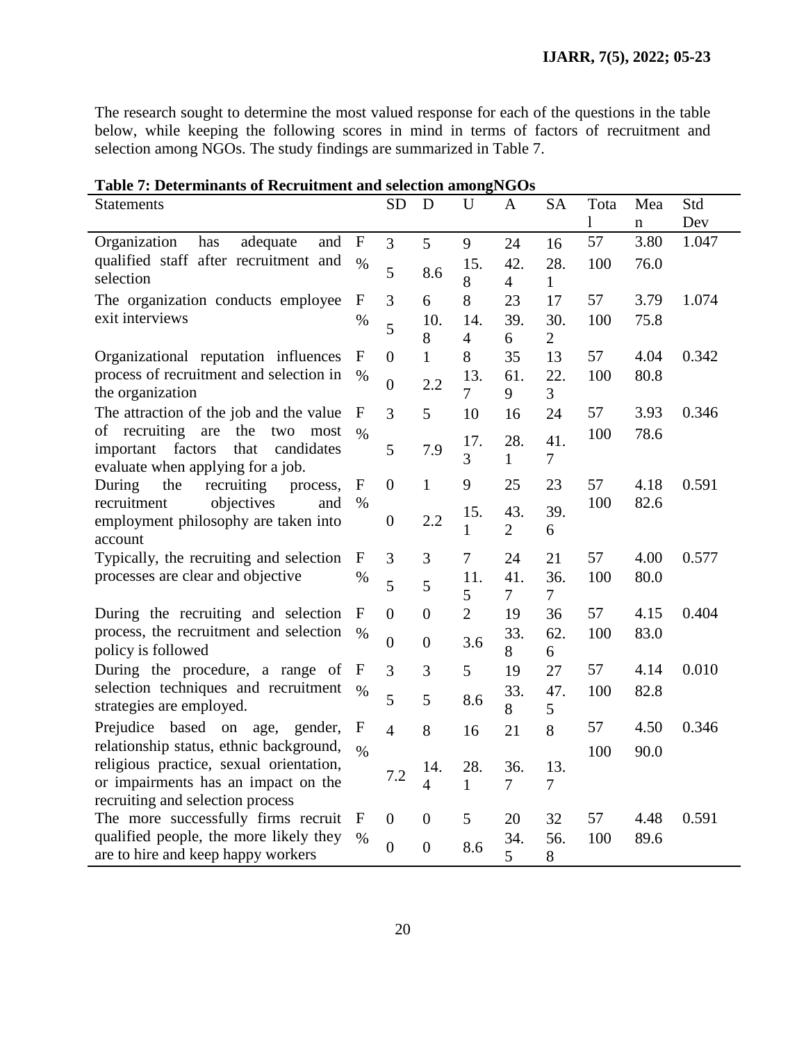The research sought to determine the most valued response for each of the questions in the table below, while keeping the following scores in mind in terms of factors of recruitment and selection among NGOs. The study findings are summarized in Table 7.

**Table 7: Determinants of Recruitment and selection amongNGOs**

| Statements | | SD | D | U | A | SA | Total | Mean | Std Dev |
|---|---|---|---|---|---|---|---|---|---|
| Organization has adequate and qualified staff after recruitment and selection | F | 3 | 5 | 9 | 24 | 16 | 57 | 3.80 | 1.047 |
| | % | 5 | 8.6 | 15.8 | 42.4 | 28.1 | 100 | 76.0 | |
| The organization conducts employee exit interviews | F | 3 | 6 | 8 | 23 | 17 | 57 | 3.79 | 1.074 |
| | % | 5 | 10.8 | 14.4 | 39.6 | 30.2 | 100 | 75.8 | |
| Organizational reputation influences process of recruitment and selection in the organization | F | 0 | 1 | 8 | 35 | 13 | 57 | 4.04 | 0.342 |
| | % | 0 | 2.2 | 13.7 | 61.9 | 22.3 | 100 | 80.8 | |
| The attraction of the job and the value of recruiting are the two most important factors that candidates evaluate when applying for a job. | F | 3 | 5 | 10 | 16 | 24 | 57 | 3.93 | 0.346 |
| | % | 5 | 7.9 | 17.3 | 28.1 | 41.7 | 100 | 78.6 | |
| During the recruiting process, recruitment objectives and employment philosophy are taken into account | F | 0 | 1 | 9 | 25 | 23 | 57 | 4.18 | 0.591 |
| | % | 0 | 2.2 | 15.1 | 43.2 | 39.6 | 100 | 82.6 | |
| Typically, the recruiting and selection processes are clear and objective | F | 3 | 3 | 7 | 24 | 21 | 57 | 4.00 | 0.577 |
| | % | 5 | 5 | 11.5 | 41.7 | 36.7 | 100 | 80.0 | |
| During the recruiting and selection process, the recruitment and selection policy is followed | F | 0 | 0 | 2 | 19 | 36 | 57 | 4.15 | 0.404 |
| | % | 0 | 0 | 3.6 | 33.8 | 62.6 | 100 | 83.0 | |
| During the procedure, a range of selection techniques and recruitment strategies are employed. | F | 3 | 3 | 5 | 19 | 27 | 57 | 4.14 | 0.010 |
| | % | 5 | 5 | 8.6 | 33.8 | 47.5 | 100 | 82.8 | |
| Prejudice based on age, gender, relationship status, ethnic background, religious practice, sexual orientation, or impairments has an impact on the recruiting and selection process | F | 4 | 8 | 16 | 21 | 8 | 57 | 4.50 | 0.346 |
| | % | 7.2 | 14.4 | 28.1 | 36.7 | 13.7 | 100 | 90.0 | |
| The more successfully firms recruit qualified people, the more likely they are to hire and keep happy workers | F | 0 | 0 | 5 | 20 | 32 | 57 | 4.48 | 0.591 |
| | % | 0 | 0 | 8.6 | 34.5 | 56.8 | 100 | 89.6 | |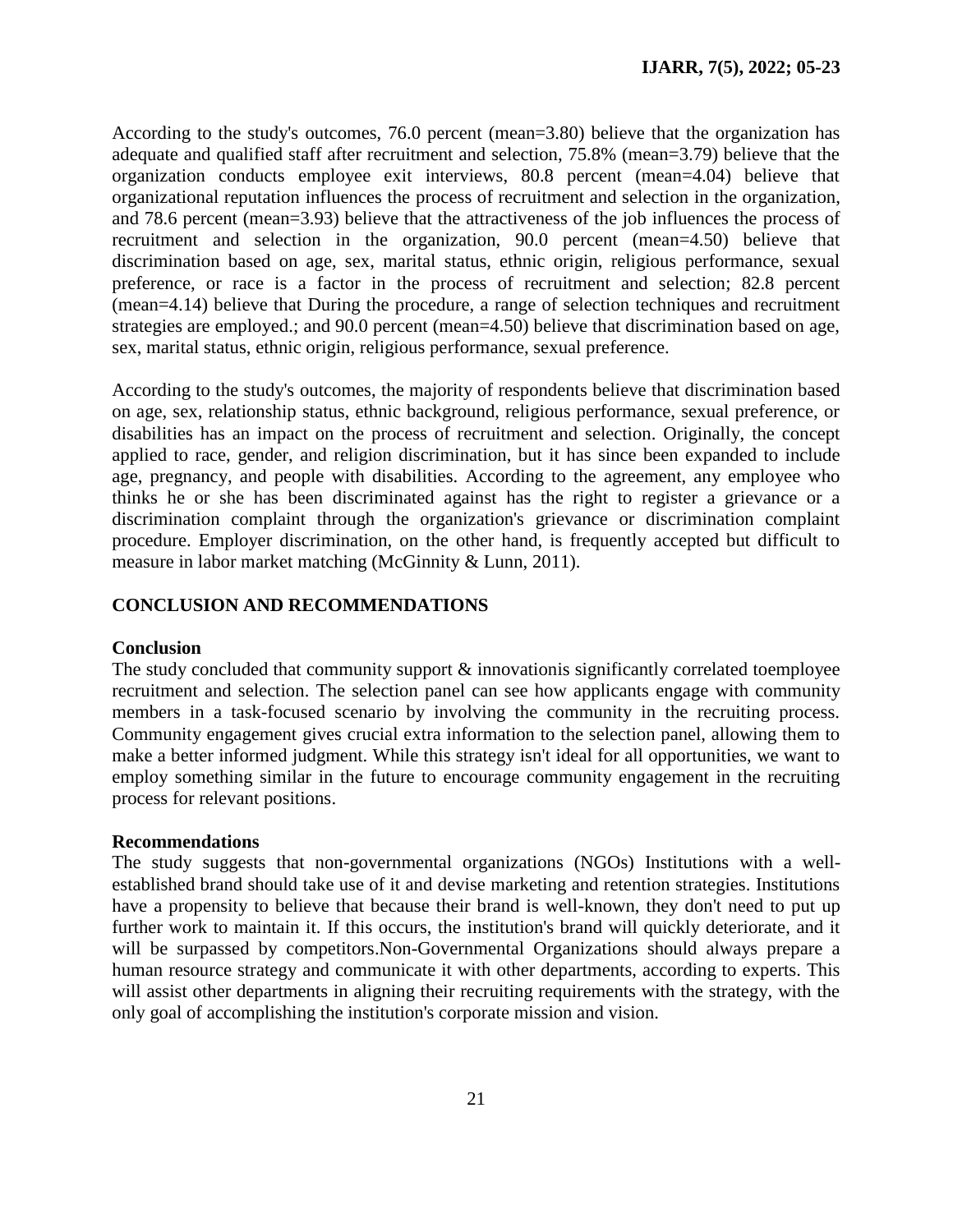According to the study's outcomes, 76.0 percent (mean=3.80) believe that the organization has adequate and qualified staff after recruitment and selection, 75.8% (mean=3.79) believe that the organization conducts employee exit interviews, 80.8 percent (mean=4.04) believe that organizational reputation influences the process of recruitment and selection in the organization, and 78.6 percent (mean=3.93) believe that the attractiveness of the job influences the process of recruitment and selection in the organization, 90.0 percent (mean=4.50) believe that discrimination based on age, sex, marital status, ethnic origin, religious performance, sexual preference, or race is a factor in the process of recruitment and selection; 82.8 percent (mean=4.14) believe that During the procedure, a range of selection techniques and recruitment strategies are employed.; and 90.0 percent (mean=4.50) believe that discrimination based on age, sex, marital status, ethnic origin, religious performance, sexual preference.

According to the study's outcomes, the majority of respondents believe that discrimination based on age, sex, relationship status, ethnic background, religious performance, sexual preference, or disabilities has an impact on the process of recruitment and selection. Originally, the concept applied to race, gender, and religion discrimination, but it has since been expanded to include age, pregnancy, and people with disabilities. According to the agreement, any employee who thinks he or she has been discriminated against has the right to register a grievance or a discrimination complaint through the organization's grievance or discrimination complaint procedure. Employer discrimination, on the other hand, is frequently accepted but difficult to measure in labor market matching (McGinnity & Lunn, 2011).

## CONCLUSION AND RECOMMENDATIONS

### Conclusion

The study concluded that community support & innovationis significantly correlated toemployee recruitment and selection. The selection panel can see how applicants engage with community members in a task-focused scenario by involving the community in the recruiting process. Community engagement gives crucial extra information to the selection panel, allowing them to make a better informed judgment. While this strategy isn't ideal for all opportunities, we want to employ something similar in the future to encourage community engagement in the recruiting process for relevant positions.

### Recommendations

The study suggests that non-governmental organizations (NGOs) Institutions with a well-established brand should take use of it and devise marketing and retention strategies. Institutions have a propensity to believe that because their brand is well-known, they don't need to put up further work to maintain it. If this occurs, the institution's brand will quickly deteriorate, and it will be surpassed by competitors.Non-Governmental Organizations should always prepare a human resource strategy and communicate it with other departments, according to experts. This will assist other departments in aligning their recruiting requirements with the strategy, with the only goal of accomplishing the institution's corporate mission and vision.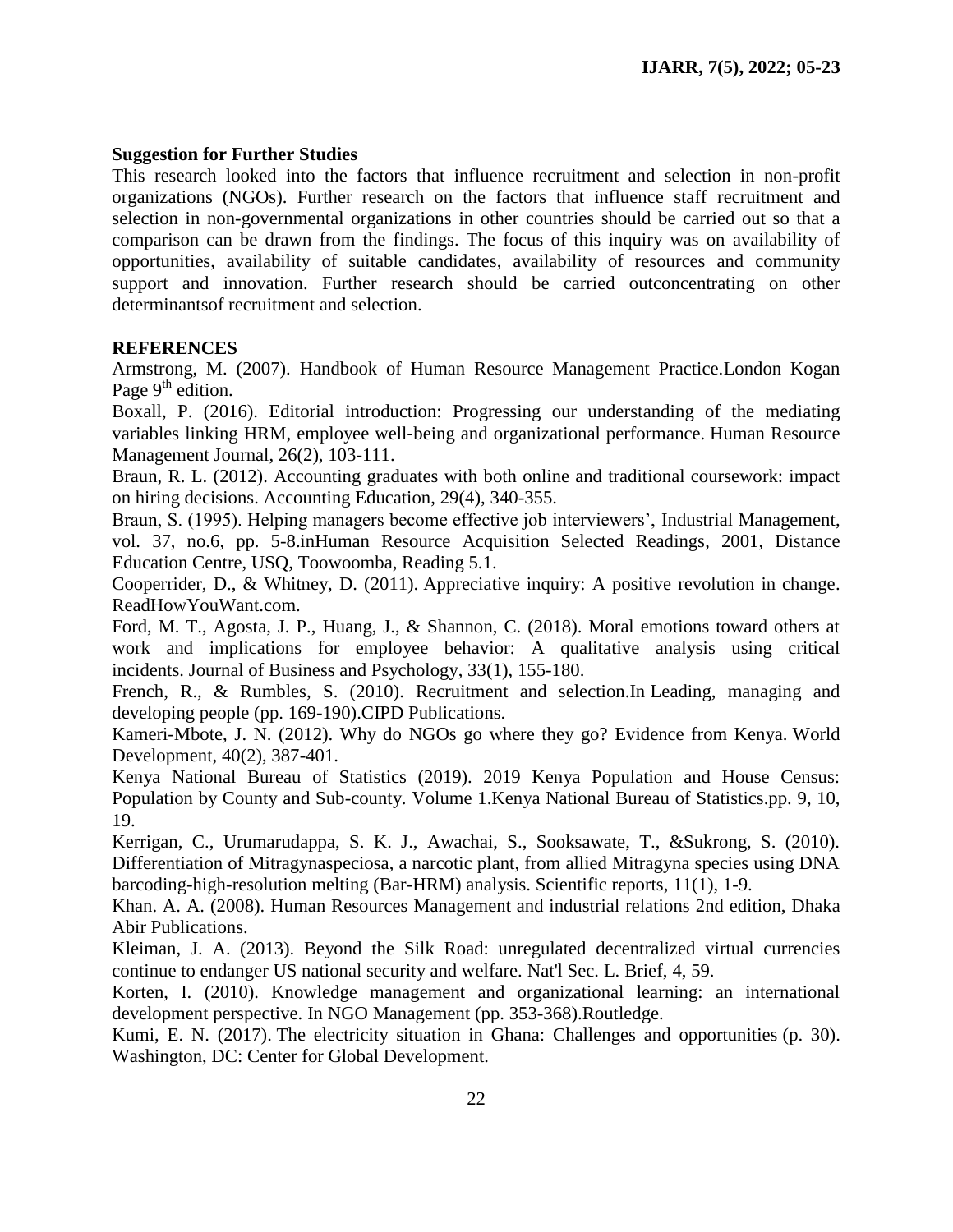### Suggestion for Further Studies

This research looked into the factors that influence recruitment and selection in non-profit organizations (NGOs). Further research on the factors that influence staff recruitment and selection in non-governmental organizations in other countries should be carried out so that a comparison can be drawn from the findings. The focus of this inquiry was on availability of opportunities, availability of suitable candidates, availability of resources and community support and innovation. Further research should be carried outconcentrating on other determinantsof recruitment and selection.

### REFERENCES

Armstrong, M. (2007). Handbook of Human Resource Management Practice.London Kogan Page 9th edition.

Boxall, P. (2016). Editorial introduction: Progressing our understanding of the mediating variables linking HRM, employee well-being and organizational performance. Human Resource Management Journal, 26(2), 103-111.

Braun, R. L. (2012). Accounting graduates with both online and traditional coursework: impact on hiring decisions. Accounting Education, 29(4), 340-355.

Braun, S. (1995). Helping managers become effective job interviewers', Industrial Management, vol. 37, no.6, pp. 5-8.inHuman Resource Acquisition Selected Readings, 2001, Distance Education Centre, USQ, Toowoomba, Reading 5.1.

Cooperrider, D., & Whitney, D. (2011). Appreciative inquiry: A positive revolution in change. ReadHowYouWant.com.

Ford, M. T., Agosta, J. P., Huang, J., & Shannon, C. (2018). Moral emotions toward others at work and implications for employee behavior: A qualitative analysis using critical incidents. Journal of Business and Psychology, 33(1), 155-180.

French, R., & Rumbles, S. (2010). Recruitment and selection.In Leading, managing and developing people (pp. 169-190).CIPD Publications.

Kameri-Mbote, J. N. (2012). Why do NGOs go where they go? Evidence from Kenya. World Development, 40(2), 387-401.

Kenya National Bureau of Statistics (2019). 2019 Kenya Population and House Census: Population by County and Sub-county. Volume 1.Kenya National Bureau of Statistics.pp. 9, 10, 19.

Kerrigan, C., Urumarudappa, S. K. J., Awachai, S., Sooksawate, T., &Sukrong, S. (2010). Differentiation of Mitragynaspeciosa, a narcotic plant, from allied Mitragyna species using DNA barcoding-high-resolution melting (Bar-HRM) analysis. Scientific reports, 11(1), 1-9.

Khan. A. A. (2008). Human Resources Management and industrial relations 2nd edition, Dhaka Abir Publications.

Kleiman, J. A. (2013). Beyond the Silk Road: unregulated decentralized virtual currencies continue to endanger US national security and welfare. Nat'l Sec. L. Brief, 4, 59.

Korten, I. (2010). Knowledge management and organizational learning: an international development perspective. In NGO Management (pp. 353-368).Routledge.

Kumi, E. N. (2017). The electricity situation in Ghana: Challenges and opportunities (p. 30). Washington, DC: Center for Global Development.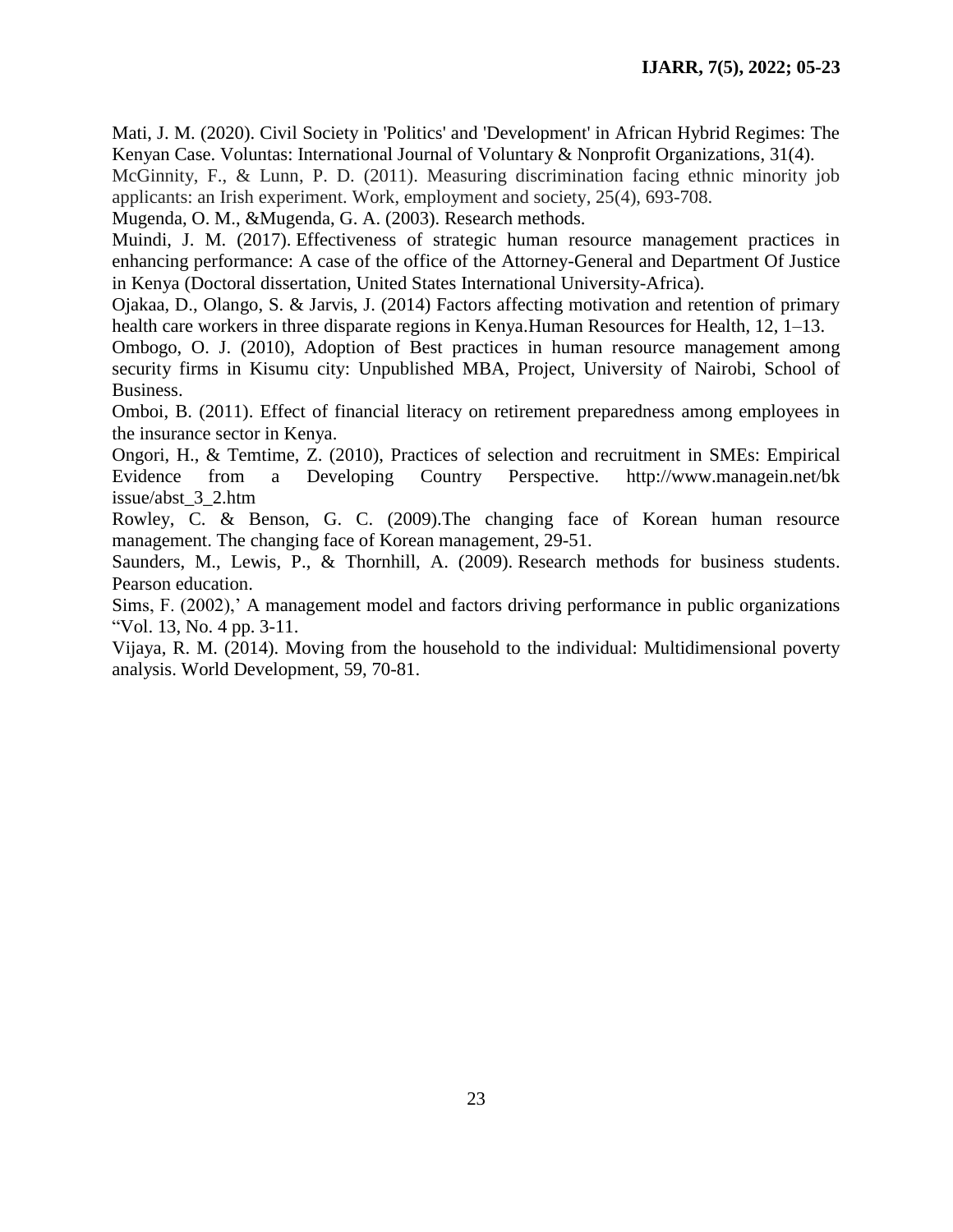Mati, J. M. (2020). Civil Society in 'Politics' and 'Development' in African Hybrid Regimes: The Kenyan Case. Voluntas: International Journal of Voluntary & Nonprofit Organizations, 31(4).

McGinnity, F., & Lunn, P. D. (2011). Measuring discrimination facing ethnic minority job applicants: an Irish experiment. Work, employment and society, 25(4), 693-708.

Mugenda, O. M., &Mugenda, G. A. (2003). Research methods.

Muindi, J. M. (2017). Effectiveness of strategic human resource management practices in enhancing performance: A case of the office of the Attorney-General and Department Of Justice in Kenya (Doctoral dissertation, United States International University-Africa).

Ojakaa, D., Olango, S. & Jarvis, J. (2014) Factors affecting motivation and retention of primary health care workers in three disparate regions in Kenya.Human Resources for Health, 12, 1–13.

Ombogo, O. J. (2010), Adoption of Best practices in human resource management among security firms in Kisumu city: Unpublished MBA, Project, University of Nairobi, School of Business.

Omboi, B. (2011). Effect of financial literacy on retirement preparedness among employees in the insurance sector in Kenya.

Ongori, H., & Temtime, Z. (2010), Practices of selection and recruitment in SMEs: Empirical Evidence from a Developing Country Perspective. http://www.managein.net/bk issue/abst_3_2.htm

Rowley, C. & Benson, G. C. (2009).The changing face of Korean human resource management. The changing face of Korean management, 29-51.

Saunders, M., Lewis, P., & Thornhill, A. (2009). Research methods for business students. Pearson education.

Sims, F. (2002),' A management model and factors driving performance in public organizations "Vol. 13, No. 4 pp. 3-11.

Vijaya, R. M. (2014). Moving from the household to the individual: Multidimensional poverty analysis. World Development, 59, 70-81.